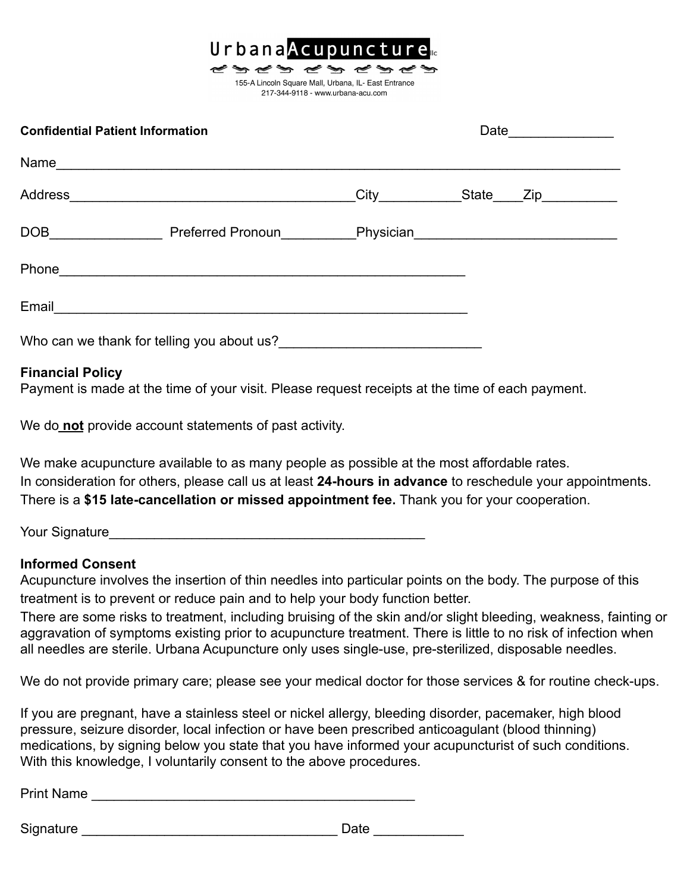Urbana **Acupuncture** llc

155-A Lincoln Square Mall, Urbana, IL- East Entrance
217-344-9118 - www.urbana-acu.com

**Confidential Patient Information** Date______________

Name_____________________________________________________________________________

Address_______________________________________City___________State____Zip__________

DOB________________ Preferred Pronoun__________Physician___________________________

Phone_______________________________________________________

Email_______________________________________________________

Who can we thank for telling you about us?___________________________

**Financial Policy**
Payment is made at the time of your visit. Please request receipts at the time of each payment.

We do **not** provide account statements of past activity.

We make acupuncture available to as many people as possible at the most affordable rates.
In consideration for others, please call us at least **24-hours in advance** to reschedule your appointments.
There is a **$15 late-cancellation or missed appointment fee.** Thank you for your cooperation.

Your Signature___________________________________________

**Informed Consent**
Acupuncture involves the insertion of thin needles into particular points on the body. The purpose of this treatment is to prevent or reduce pain and to help your body function better.
There are some risks to treatment, including bruising of the skin and/or slight bleeding, weakness, fainting or aggravation of symptoms existing prior to acupuncture treatment. There is little to no risk of infection when all needles are sterile. Urbana Acupuncture only uses single-use, pre-sterilized, disposable needles.

We do not provide primary care; please see your medical doctor for those services & for routine check-ups.

If you are pregnant, have a stainless steel or nickel allergy, bleeding disorder, pacemaker, high blood pressure, seizure disorder, local infection or have been prescribed anticoagulant (blood thinning) medications, by signing below you state that you have informed your acupuncturist of such conditions.
With this knowledge, I voluntarily consent to the above procedures.

Print Name ____________________________________________

Signature ___________________________________ Date ____________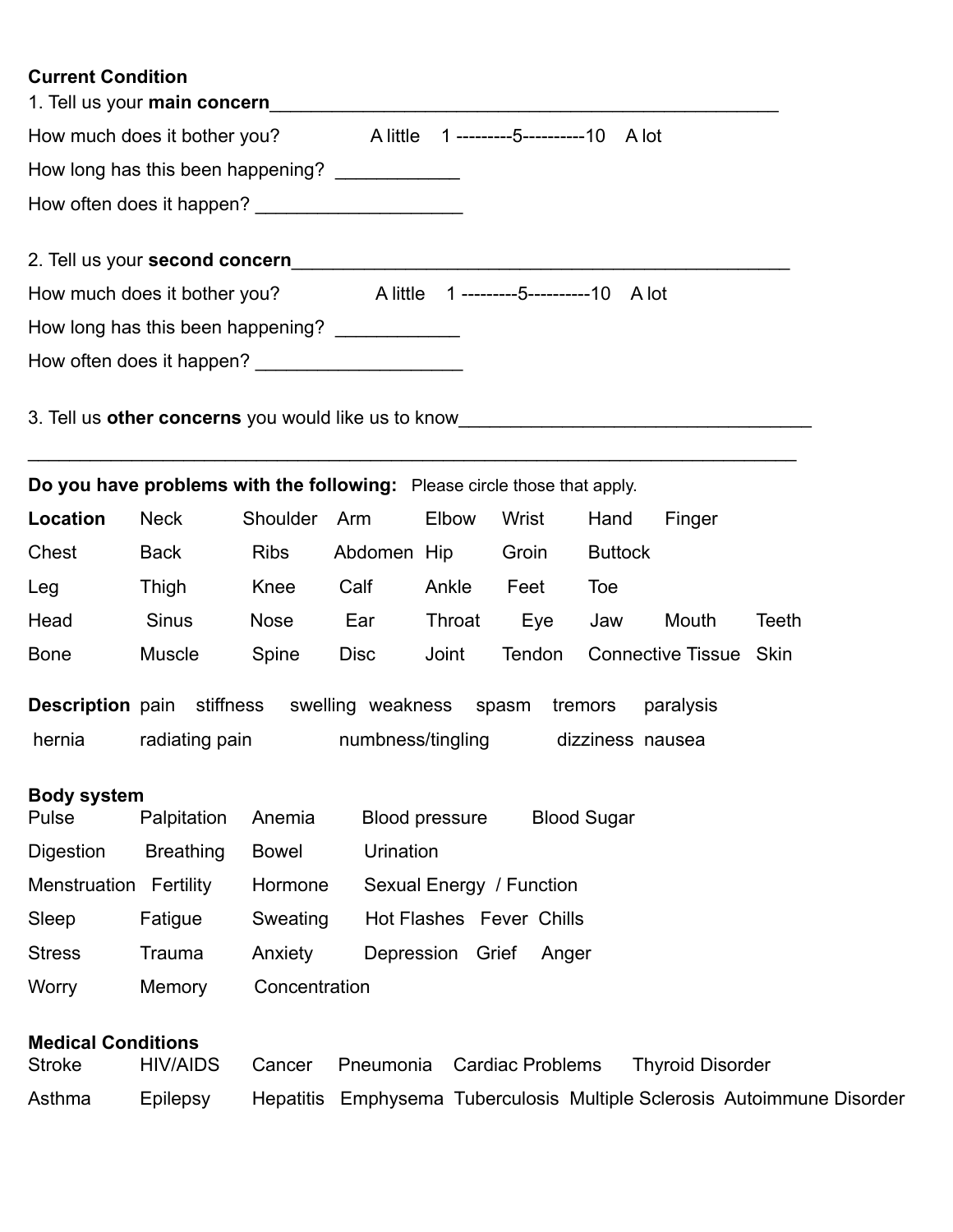**Current Condition**

1. Tell us your **main concern**\_\_\_\_\_\_\_\_\_\_\_\_\_\_\_\_\_\_\_\_\_\_\_\_\_\_\_\_\_\_\_\_\_\_\_\_\_\_\_\_\_\_\_\_\_\_\_\_\_\_

How much does it bother you? A little 1 ---------5----------10 A lot

How long has this been happening? \_\_\_\_\_\_\_\_\_\_\_\_

How often does it happen? \_\_\_\_\_\_\_\_\_\_\_\_\_\_\_\_\_\_\_\_

2. Tell us your **second concern**\_\_\_\_\_\_\_\_\_\_\_\_\_\_\_\_\_\_\_\_\_\_\_\_\_\_\_\_\_\_\_\_\_\_\_\_\_\_\_\_\_\_\_\_\_\_\_\_\_\_

How much does it bother you? A little 1 ---------5----------10 A lot

How long has this been happening? \_\_\_\_\_\_\_\_\_\_\_\_

How often does it happen? \_\_\_\_\_\_\_\_\_\_\_\_\_\_\_\_\_\_\_\_

3. Tell us **other concerns** you would like us to know\_\_\_\_\_\_\_\_\_\_\_\_\_\_\_\_\_\_\_\_\_\_\_\_\_\_\_\_\_\_\_\_\_\_\_\_

\_\_\_\_\_\_\_\_\_\_\_\_\_\_\_\_\_\_\_\_\_\_\_\_\_\_\_\_\_\_\_\_\_\_\_\_\_\_\_\_\_\_\_\_\_\_\_\_\_\_\_\_\_\_\_\_\_\_\_\_\_\_\_\_\_\_\_\_\_\_\_\_\_\_\_\_

**Do you have problems with the following:** Please circle those that apply.

**Location** Neck Shoulder Arm Elbow Wrist Hand Finger
Chest Back Ribs Abdomen Hip Groin Buttock
Leg Thigh Knee Calf Ankle Feet Toe
Head Sinus Nose Ear Throat Eye Jaw Mouth Teeth
Bone Muscle Spine Disc Joint Tendon Connective Tissue Skin

**Description** pain stiffness swelling weakness spasm tremors paralysis
hernia radiating pain numbness/tingling dizziness nausea

**Body system**
Pulse Palpitation Anemia Blood pressure Blood Sugar
Digestion Breathing Bowel Urination
Menstruation Fertility Hormone Sexual Energy / Function
Sleep Fatigue Sweating Hot Flashes Fever Chills
Stress Trauma Anxiety Depression Grief Anger
Worry Memory Concentration

**Medical Conditions**
Stroke HIV/AIDS Cancer Pneumonia Cardiac Problems Thyroid Disorder
Asthma Epilepsy Hepatitis Emphysema Tuberculosis Multiple Sclerosis Autoimmune Disorder